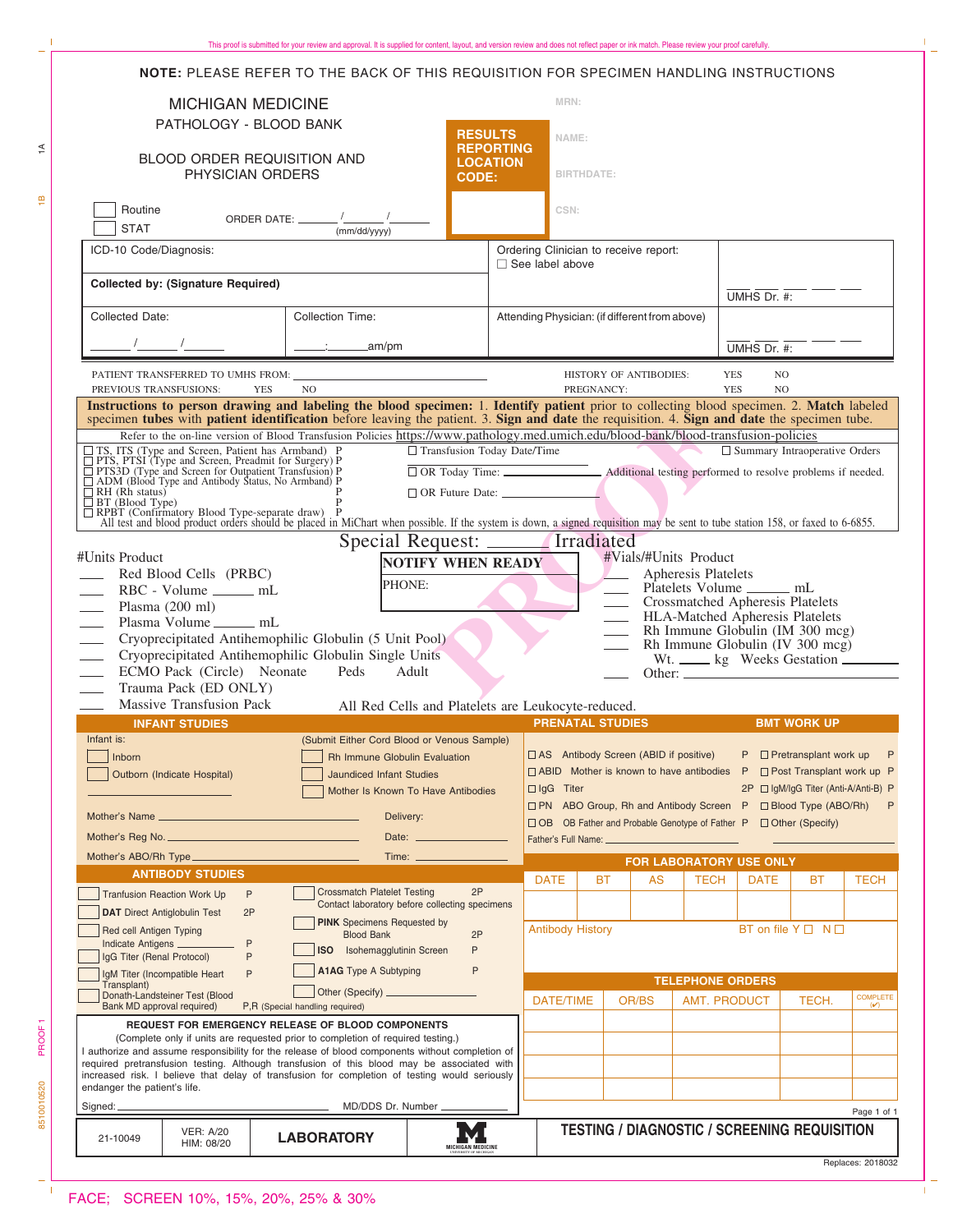**NOTE:** PLEASE REFER TO THE BACK OF THIS REQUISITION FOR SPECIMEN HANDLING INSTRUCTIONS

# MICHIGAN MEDICINE

## PATHOLOGY - BLOOD BANK

## BLOOD ORDER REQUISITION AND PHYSICIAN ORDERS

**RESULTS REPORTING LOCATION CODE:**

MRN:

NAME:

BIRTHDATE:

CSN:

☐ Routine
☐ STAT

ORDER DATE: ______/______/______ (mm/dd/yyyy)

| ICD-10 Code/Diagnosis: | | Ordering Clinician to receive report: ☐ See label above | UMHS Dr. #: |
|---|---|---|---|
| **Collected by: (Signature Required)** | | | |
| Collected Date: ______/______/______ | Collection Time: ______:______am/pm | Attending Physician: (if different from above) | UMHS Dr. #: |

PATIENT TRANSFERRED TO UMHS FROM: ____________________ HISTORY OF ANTIBODIES: YES NO

PREVIOUS TRANSFUSIONS: YES NO PREGNANCY: YES NO

**Instructions to person drawing and labeling the blood specimen:** 1. **Identify patient** prior to collecting blood specimen. 2. **Match** labeled specimen **tubes** with **patient identification** before leaving the patient. 3. **Sign and date** the requisition. 4. **Sign and date** the specimen tube.

Refer to the on-line version of Blood Transfusion Policies https://www.pathology.med.umich.edu/blood-bank/blood-transfusion-policies

- ☐ TS, ITS (Type and Screen, Patient has Armband) P
- ☐ PTS, PTSI (Type and Screen, Preadmit for Surgery) P
- ☐ PTS3D (Type and Screen for Outpatient Transfusion) P
- ☐ ADM (Blood Type and Antibody Status, No Armband) P
- ☐ RH (Rh status) P
- ☐ BT (Blood Type) P
- ☐ RPBT (Confirmatory Blood Type-separate draw) P

☐ Transfusion Today Date/Time

☐ OR Today Time: ______________

☐ OR Future Date: ______________

☐ Summary Intraoperative Orders

Additional testing performed to resolve problems if needed.

All test and blood product orders should be placed in MiChart when possible. If the system is down, a signed requisition may be sent to tube station 158, or faxed to 6-6855.

Special Request: ______ Irradiated

**NOTIFY WHEN READY**
PHONE:

#Units Product
- ____ Red Blood Cells (PRBC)
- ____ RBC - Volume ______ mL
- ____ Plasma (200 ml)
- ____ Plasma Volume ______ mL
- ____ Cryoprecipitated Antihemophilic Globulin (5 Unit Pool)
- ____ Cryoprecipitated Antihemophilic Globulin Single Units
- ____ ECMO Pack (Circle) Neonate Peds Adult
- ____ Trauma Pack (ED ONLY)
- ____ Massive Transfusion Pack

#Vials/#Units Product
- ____ Apheresis Platelets
- ____ Platelets Volume ______ mL
- ____ Crossmatched Apheresis Platelets
- ____ HLA-Matched Apheresis Platelets
- ____ Rh Immune Globulin (IM 300 mcg)
- ____ Rh Immune Globulin (IV 300 mcg)
  Wt. ____ kg Weeks Gestation ________
- ____ Other: ____________

All Red Cells and Platelets are Leukocyte-reduced.

### INFANT STUDIES

Infant is:
- ☐ Inborn
- ☐ Outborn (Indicate Hospital) ____________________

(Submit Either Cord Blood or Venous Sample)
- ☐ Rh Immune Globulin Evaluation
- ☐ Jaundiced Infant Studies
- ☐ Mother Is Known To Have Antibodies

Mother's Name ____________________ Delivery:

Mother's Reg No. ____________________ Date: ____________

Mother's ABO/Rh Type ____________________ Time: ____________

### PRENATAL STUDIES

- ☐ AS Antibody Screen (ABID if positive) P
- ☐ ABID Mother is known to have antibodies P
- ☐ IgG Titer 2P
- ☐ PN ABO Group, Rh and Antibody Screen P
- ☐ OB OB Father and Probable Genotype of Father P

Father's Full Name: ____________________

### BMT WORK UP

- ☐ Pretransplant work up P
- ☐ Post Transplant work up P
- ☐ IgM/IgG Titer (Anti-A/Anti-B) P
- ☐ Blood Type (ABO/Rh) P
- ☐ Other (Specify) ____________

### ANTIBODY STUDIES

- ☐ Tranfusion Reaction Work Up P
- ☐ **DAT** Direct Antiglobulin Test 2P
- ☐ Red cell Antigen Typing
  Indicate Antigens ________ P
- ☐ IgG Titer (Renal Protocol) P
- ☐ IgM Titer (Incompatible Heart Transplant) P
- ☐ Donath-Landsteiner Test (Blood Bank MD approval required) P,R (Special handling required)
- ☐ Crossmatch Platelet Testing 2P
  Contact laboratory before collecting specimens
- ☐ **PINK** Specimens Requested by Blood Bank 2P
- ☐ **ISO** Isohemagglutinin Screen P
- ☐ **A1AG** Type A Subtyping P
- ☐ Other (Specify) ____________

### FOR LABORATORY USE ONLY

| DATE | BT | AS | TECH | DATE | BT | TECH |
|---|---|---|---|---|---|---|
| | | | | | | |

Antibody History BT on file Y ☐ N ☐

### TELEPHONE ORDERS

| DATE/TIME | OR/BS | AMT. PRODUCT | TECH. | COMPLETE (✔) |
|---|---|---|---|---|
| | | | | |
| | | | | |
| | | | | |
| | | | | |

### REQUEST FOR EMERGENCY RELEASE OF BLOOD COMPONENTS

(Complete only if units are requested prior to completion of required testing.)

I authorize and assume responsibility for the release of blood components without completion of required pretransfusion testing. Although transfusion of this blood may be associated with increased risk. I believe that delay of transfusion for completion of testing would seriously endanger the patient's life.

Signed: ____________________ MD/DDS Dr. Number ____________

| 21-10049 | VER: A/20 HIM: 08/20 | LABORATORY | MICHIGAN MEDICINE |
|---|---|---|---|

**TESTING / DIAGNOSTIC / SCREENING REQUISITION**

Replaces: 2018032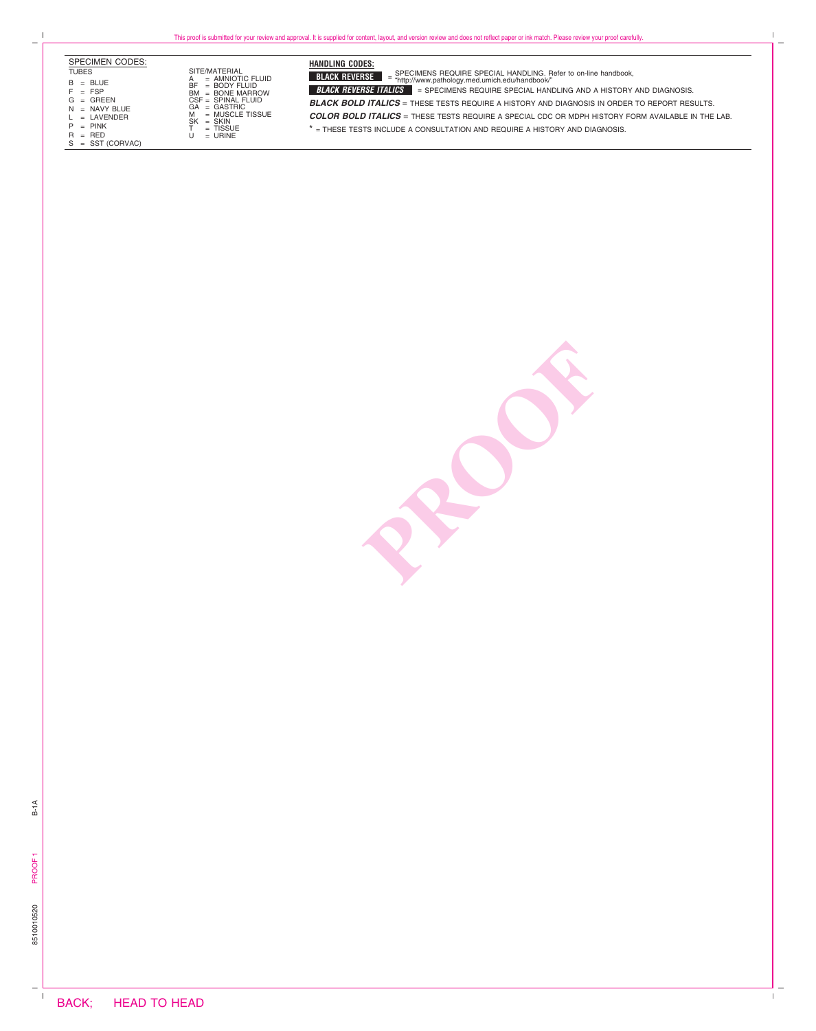This proof is submitted for your review and approval. It is supplied for content, layout, and version review and does not reflect paper or ink match. Please review your proof carefully.

SPECIMEN CODES:

TUBES

- B = BLUE
- F = FSP
- G = GREEN
- N = NAVY BLUE
- L = LAVENDER
- P = PINK
- R = RED
- S = SST (CORVAC)

SITE/MATERIAL

- A = AMNIOTIC FLUID
- BF = BODY FLUID
- BM = BONE MARROW
- CSF = SPINAL FLUID
- GA = GASTRIC
- M = MUSCLE TISSUE
- SK = SKIN
- T = TISSUE
- U = URINE

**HANDLING CODES:**

**BLACK REVERSE** = SPECIMENS REQUIRE SPECIAL HANDLING. Refer to on-line handbook, "http://www.pathology.med.umich.edu/handbook/"

***BLACK REVERSE ITALICS*** = SPECIMENS REQUIRE SPECIAL HANDLING AND A HISTORY AND DIAGNOSIS.

***BLACK BOLD ITALICS*** = THESE TESTS REQUIRE A HISTORY AND DIAGNOSIS IN ORDER TO REPORT RESULTS.

***COLOR BOLD ITALICS*** = THESE TESTS REQUIRE A SPECIAL CDC OR MDPH HISTORY FORM AVAILABLE IN THE LAB.

* = THESE TESTS INCLUDE A CONSULTATION AND REQUIRE A HISTORY AND DIAGNOSIS.

PROOF

B-1A

PROOF 1

8510010520

BACK; HEAD TO HEAD